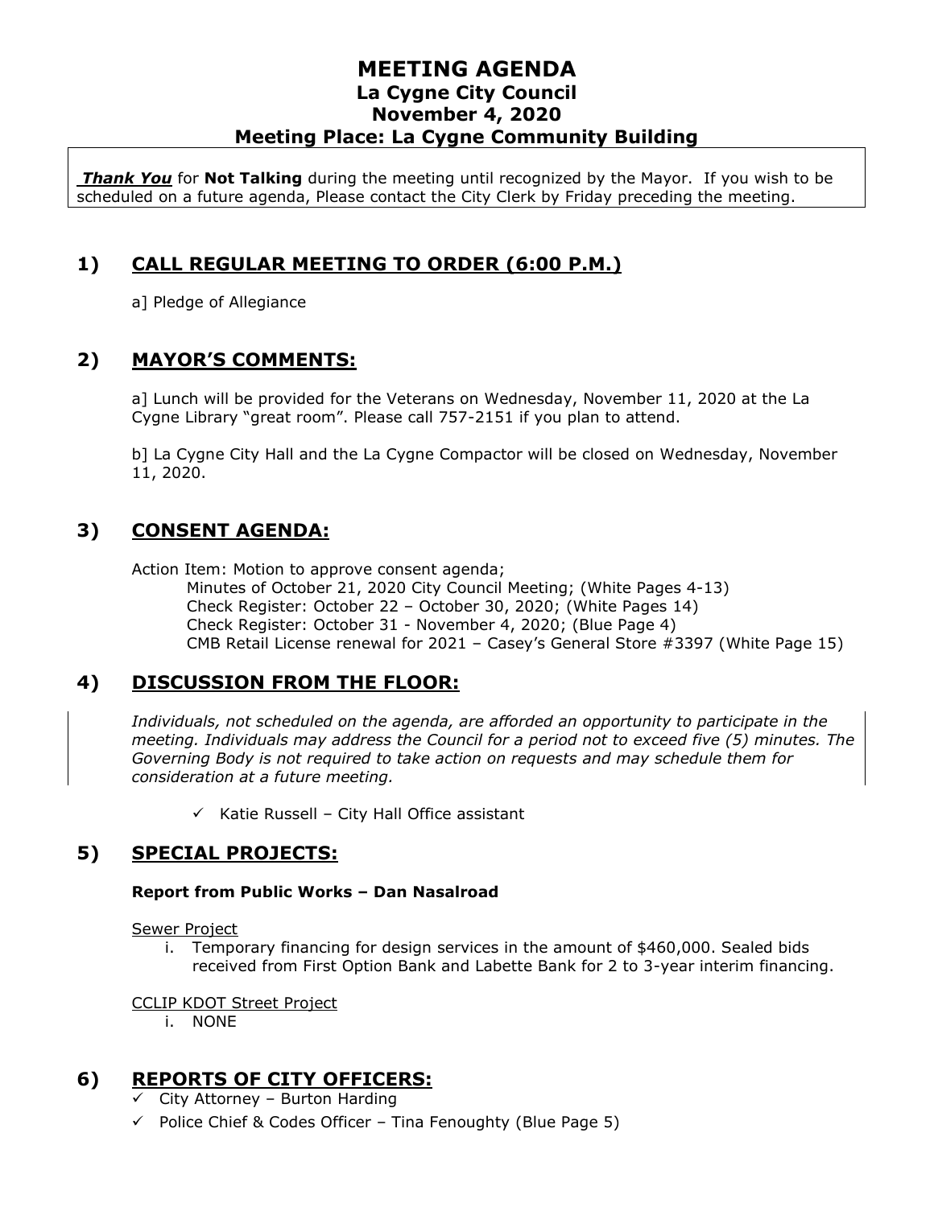# MEETING AGENDA
## La Cygne City Council
## November 4, 2020
## Meeting Place: La Cygne Community Building

***Thank You*** for **Not Talking** during the meeting until recognized by the Mayor. If you wish to be scheduled on a future agenda, Please contact the City Clerk by Friday preceding the meeting.

## 1) CALL REGULAR MEETING TO ORDER (6:00 P.M.)

a] Pledge of Allegiance

## 2) MAYOR'S COMMENTS:

a] Lunch will be provided for the Veterans on Wednesday, November 11, 2020 at the La Cygne Library "great room". Please call 757-2151 if you plan to attend.

b] La Cygne City Hall and the La Cygne Compactor will be closed on Wednesday, November 11, 2020.

## 3) CONSENT AGENDA:

Action Item: Motion to approve consent agenda;
- Minutes of October 21, 2020 City Council Meeting; (White Pages 4-13)
- Check Register: October 22 – October 30, 2020; (White Pages 14)
- Check Register: October 31 - November 4, 2020; (Blue Page 4)
- CMB Retail License renewal for 2021 – Casey's General Store #3397 (White Page 15)

## 4) DISCUSSION FROM THE FLOOR:

*Individuals, not scheduled on the agenda, are afforded an opportunity to participate in the meeting. Individuals may address the Council for a period not to exceed five (5) minutes. The Governing Body is not required to take action on requests and may schedule them for consideration at a future meeting.*

- ✓ Katie Russell – City Hall Office assistant

## 5) SPECIAL PROJECTS:

**Report from Public Works – Dan Nasalroad**

Sewer Project

i. Temporary financing for design services in the amount of $460,000. Sealed bids received from First Option Bank and Labette Bank for 2 to 3-year interim financing.

CCLIP KDOT Street Project

i. NONE

## 6) REPORTS OF CITY OFFICERS:

- ✓ City Attorney – Burton Harding
- ✓ Police Chief & Codes Officer – Tina Fenoughty (Blue Page 5)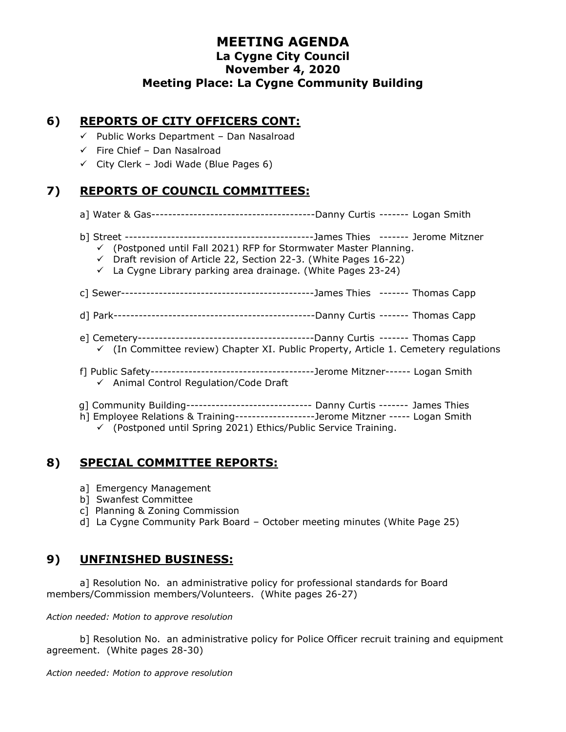# MEETING AGENDA
## La Cygne City Council
## November 4, 2020
## Meeting Place: La Cygne Community Building

## 6) REPORTS OF CITY OFFICERS CONT:

- ✓ Public Works Department – Dan Nasalroad
- ✓ Fire Chief – Dan Nasalroad
- ✓ City Clerk – Jodi Wade (Blue Pages 6)

## 7) REPORTS OF COUNCIL COMMITTEES:

a] Water & Gas---------------------------------------Danny Curtis ------- Logan Smith

b] Street --------------------------------------------James Thies ------- Jerome Mitzner
- ✓ (Postponed until Fall 2021) RFP for Stormwater Master Planning.
- ✓ Draft revision of Article 22, Section 22-3. (White Pages 16-22)
- ✓ La Cygne Library parking area drainage. (White Pages 23-24)

c] Sewer---------------------------------------------James Thies ------- Thomas Capp

d] Park-----------------------------------------------Danny Curtis ------- Thomas Capp

e] Cemetery------------------------------------------Danny Curtis ------- Thomas Capp
- ✓ (In Committee review) Chapter XI. Public Property, Article 1. Cemetery regulations

f] Public Safety---------------------------------------Jerome Mitzner------ Logan Smith
- ✓ Animal Control Regulation/Code Draft

g] Community Building------------------------------ Danny Curtis ------- James Thies

h] Employee Relations & Training-------------------Jerome Mitzner ----- Logan Smith
- ✓ (Postponed until Spring 2021) Ethics/Public Service Training.

## 8) SPECIAL COMMITTEE REPORTS:

a] Emergency Management

b] Swanfest Committee

c] Planning & Zoning Commission

d] La Cygne Community Park Board – October meeting minutes (White Page 25)

## 9) UNFINISHED BUSINESS:

a] Resolution No. an administrative policy for professional standards for Board members/Commission members/Volunteers. (White pages 26-27)

*Action needed: Motion to approve resolution*

b] Resolution No. an administrative policy for Police Officer recruit training and equipment agreement. (White pages 28-30)

*Action needed: Motion to approve resolution*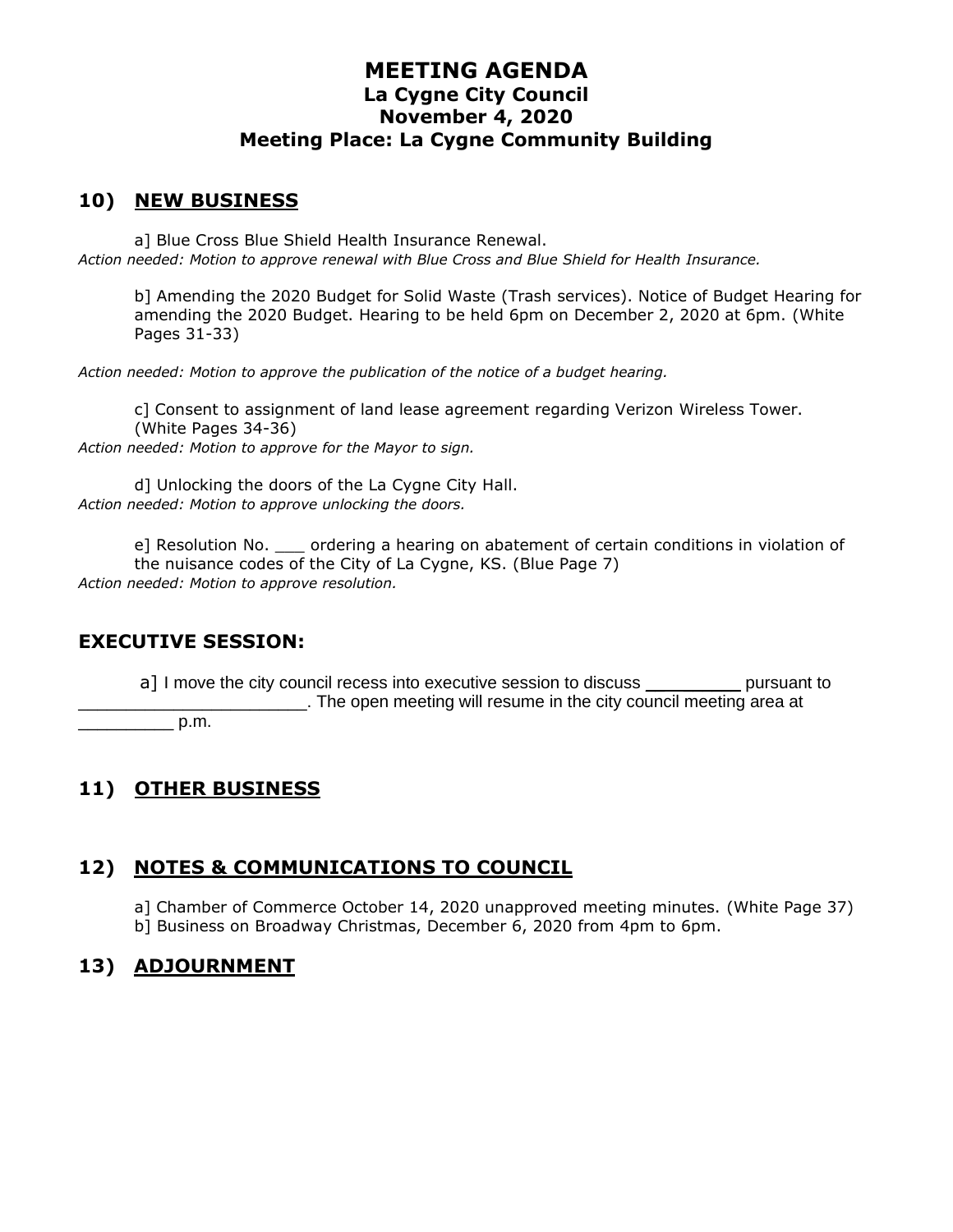# MEETING AGENDA
## La Cygne City Council
## November 4, 2020
## Meeting Place: La Cygne Community Building

## 10) NEW BUSINESS

a] Blue Cross Blue Shield Health Insurance Renewal.
*Action needed: Motion to approve renewal with Blue Cross and Blue Shield for Health Insurance.*

b] Amending the 2020 Budget for Solid Waste (Trash services). Notice of Budget Hearing for amending the 2020 Budget. Hearing to be held 6pm on December 2, 2020 at 6pm. (White Pages 31-33)

*Action needed: Motion to approve the publication of the notice of a budget hearing.*

c] Consent to assignment of land lease agreement regarding Verizon Wireless Tower. (White Pages 34-36)
*Action needed: Motion to approve for the Mayor to sign.*

d] Unlocking the doors of the La Cygne City Hall.
*Action needed: Motion to approve unlocking the doors.*

e] Resolution No. ___ ordering a hearing on abatement of certain conditions in violation of the nuisance codes of the City of La Cygne, KS. (Blue Page 7)
*Action needed: Motion to approve resolution.*

## EXECUTIVE SESSION:

a] I move the city council recess into executive session to discuss _________ pursuant to _______________________. The open meeting will resume in the city council meeting area at _________ p.m.

## 11) OTHER BUSINESS

## 12) NOTES & COMMUNICATIONS TO COUNCIL

a] Chamber of Commerce October 14, 2020 unapproved meeting minutes. (White Page 37)
b] Business on Broadway Christmas, December 6, 2020 from 4pm to 6pm.

## 13) ADJOURNMENT